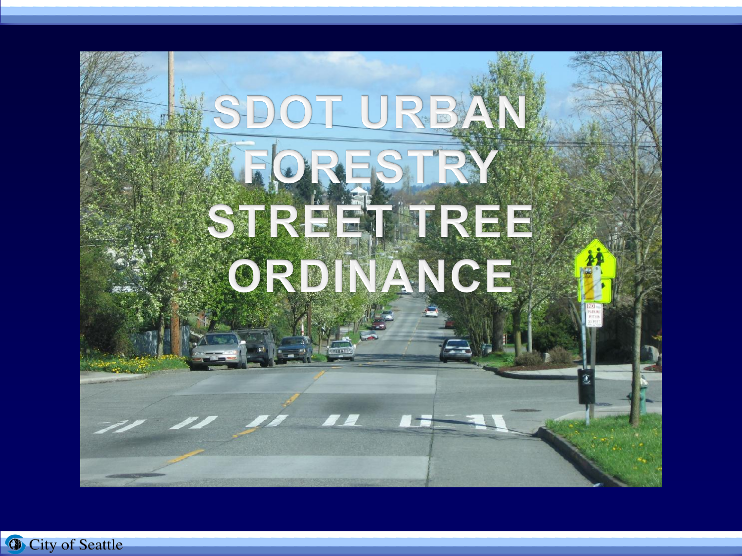# SDOT URBAN FORESTRY STREET TREE ORDINANCE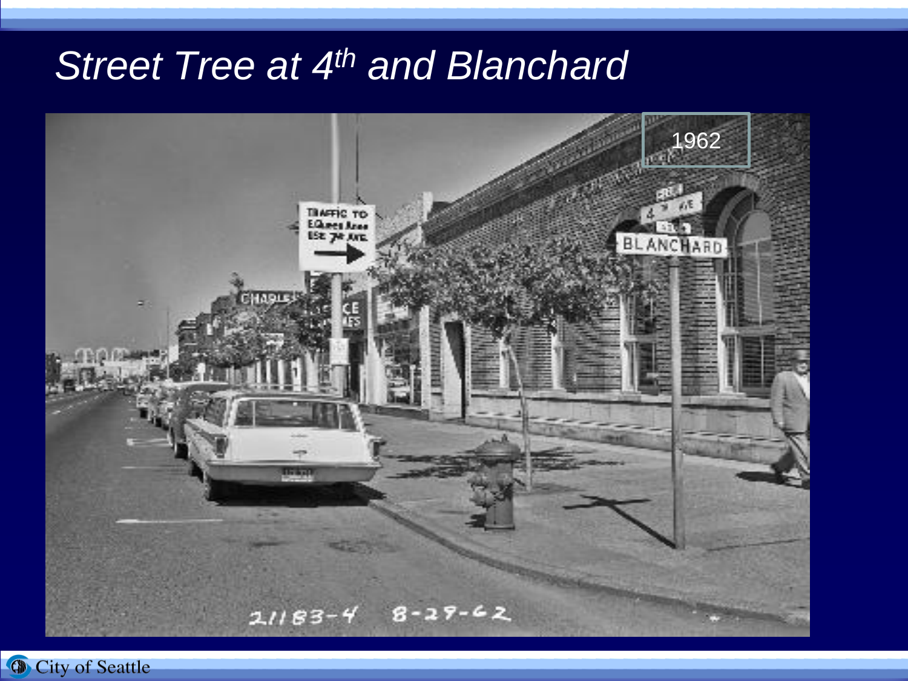# *Street Tree at 4th and Blanchard*

1962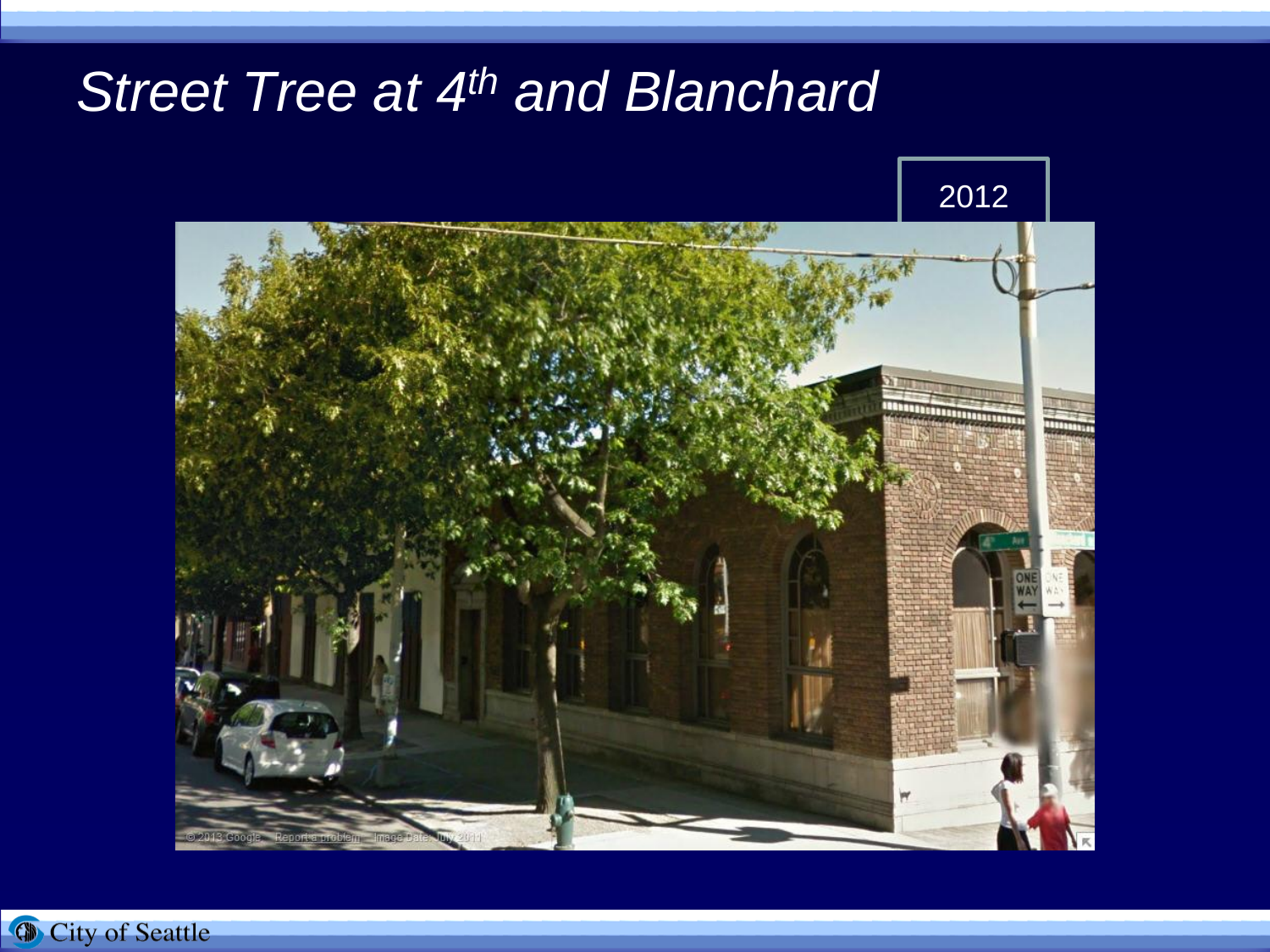# *Street Tree at 4th and Blanchard*

2012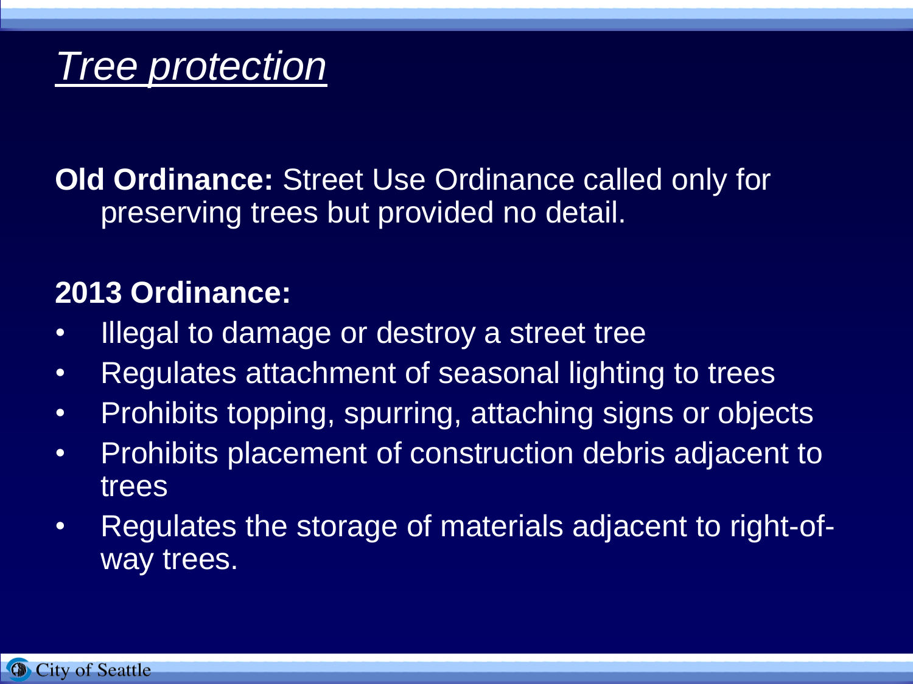# *Tree protection*

**Old Ordinance:** Street Use Ordinance called only for preserving trees but provided no detail.

**2013 Ordinance:**

- Illegal to damage or destroy a street tree
- Regulates attachment of seasonal lighting to trees
- Prohibits topping, spurring, attaching signs or objects
- Prohibits placement of construction debris adjacent to trees
- Regulates the storage of materials adjacent to right-of-way trees.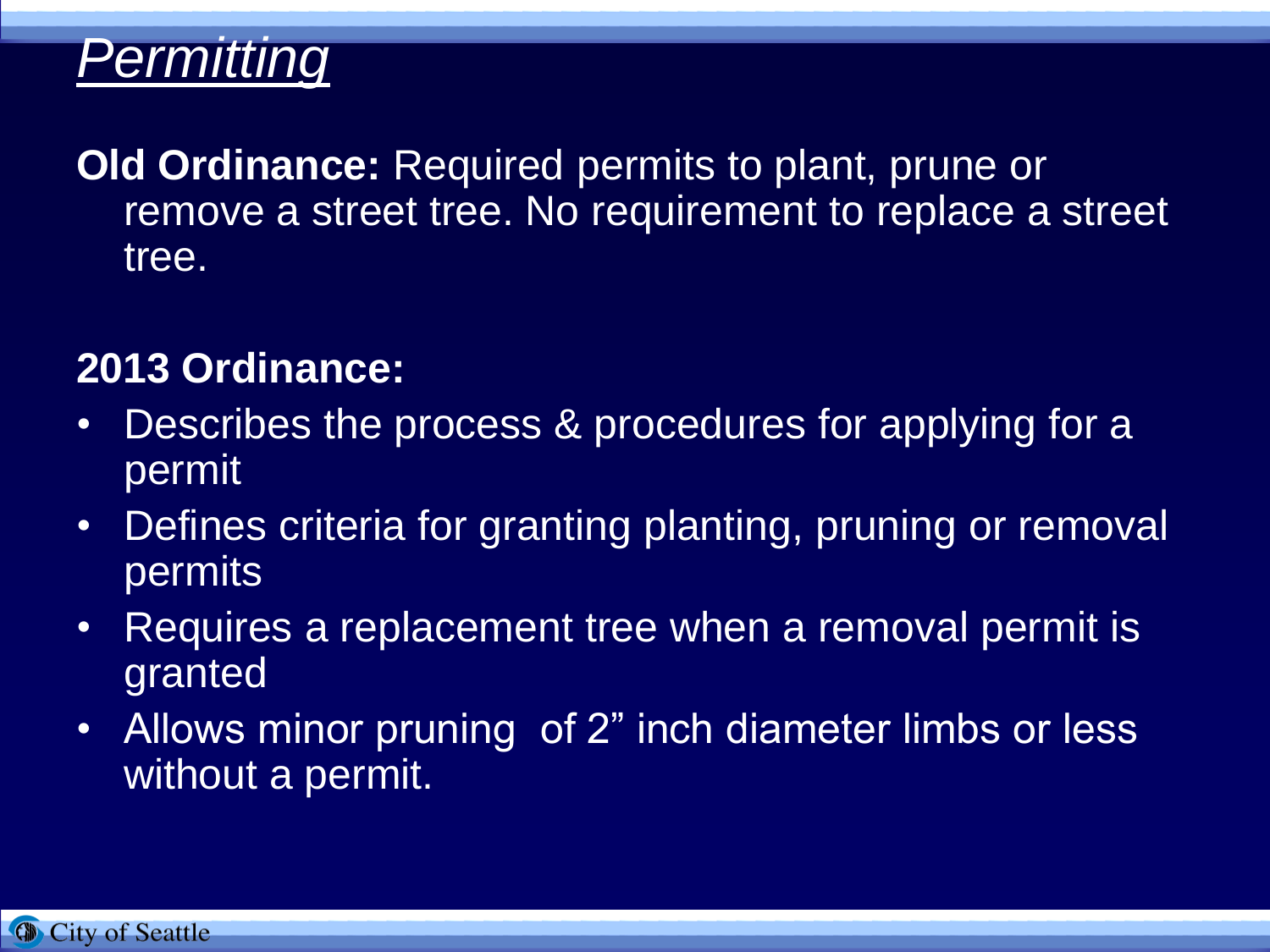# *Permitting*

**Old Ordinance:** Required permits to plant, prune or remove a street tree. No requirement to replace a street tree.

**2013 Ordinance:**

- Describes the process & procedures for applying for a permit
- Defines criteria for granting planting, pruning or removal permits
- Requires a replacement tree when a removal permit is granted
- Allows minor pruning of 2" inch diameter limbs or less without a permit.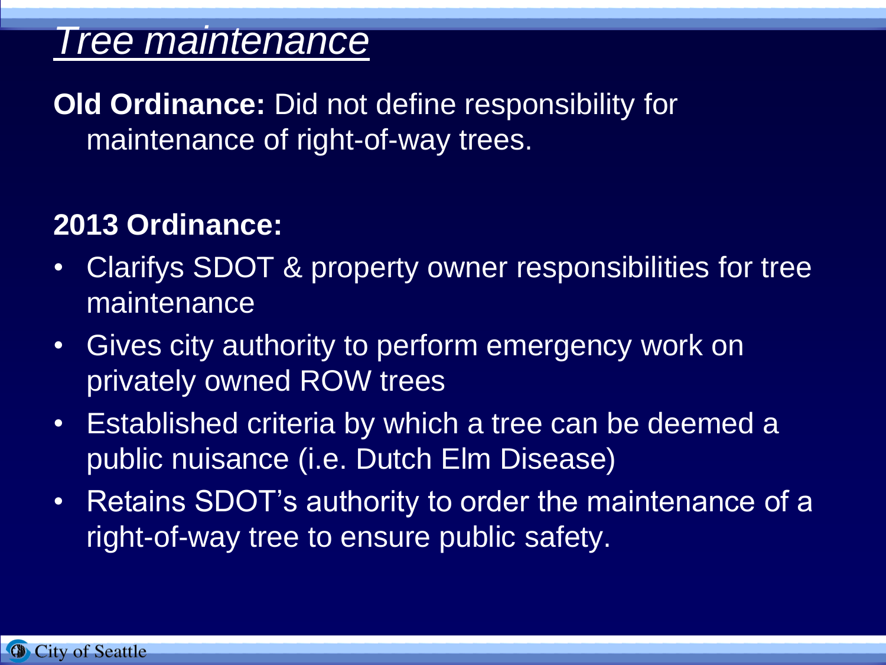# *Tree maintenance*

**Old Ordinance:** Did not define responsibility for maintenance of right-of-way trees.

**2013 Ordinance:**

- Clarifys SDOT & property owner responsibilities for tree maintenance
- Gives city authority to perform emergency work on privately owned ROW trees
- Established criteria by which a tree can be deemed a public nuisance (i.e. Dutch Elm Disease)
- Retains SDOT's authority to order the maintenance of a right-of-way tree to ensure public safety.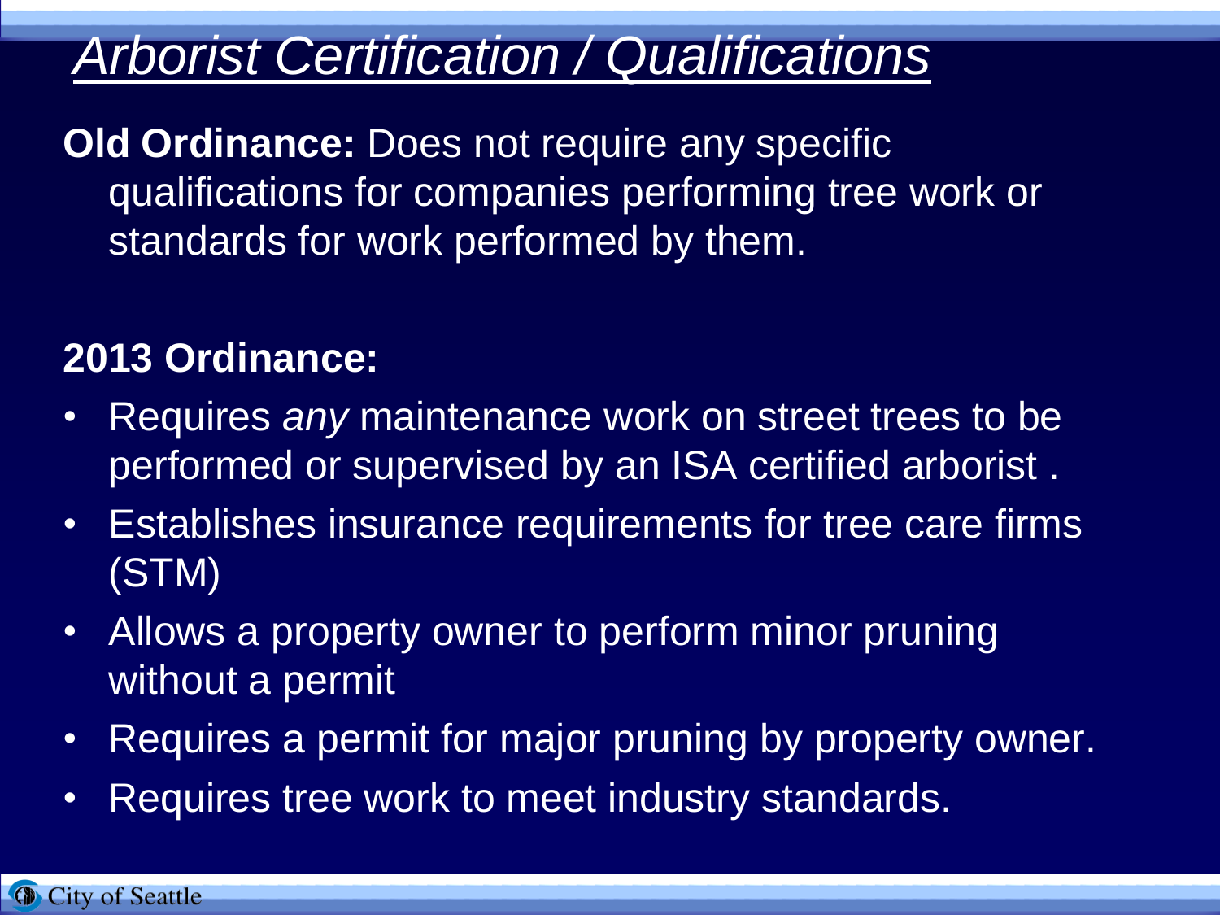# *Arborist Certification / Qualifications*

**Old Ordinance:** Does not require any specific qualifications for companies performing tree work or standards for work performed by them.

**2013 Ordinance:**

- Requires *any* maintenance work on street trees to be performed or supervised by an ISA certified arborist .
- Establishes insurance requirements for tree care firms (STM)
- Allows a property owner to perform minor pruning without a permit
- Requires a permit for major pruning by property owner.
- Requires tree work to meet industry standards.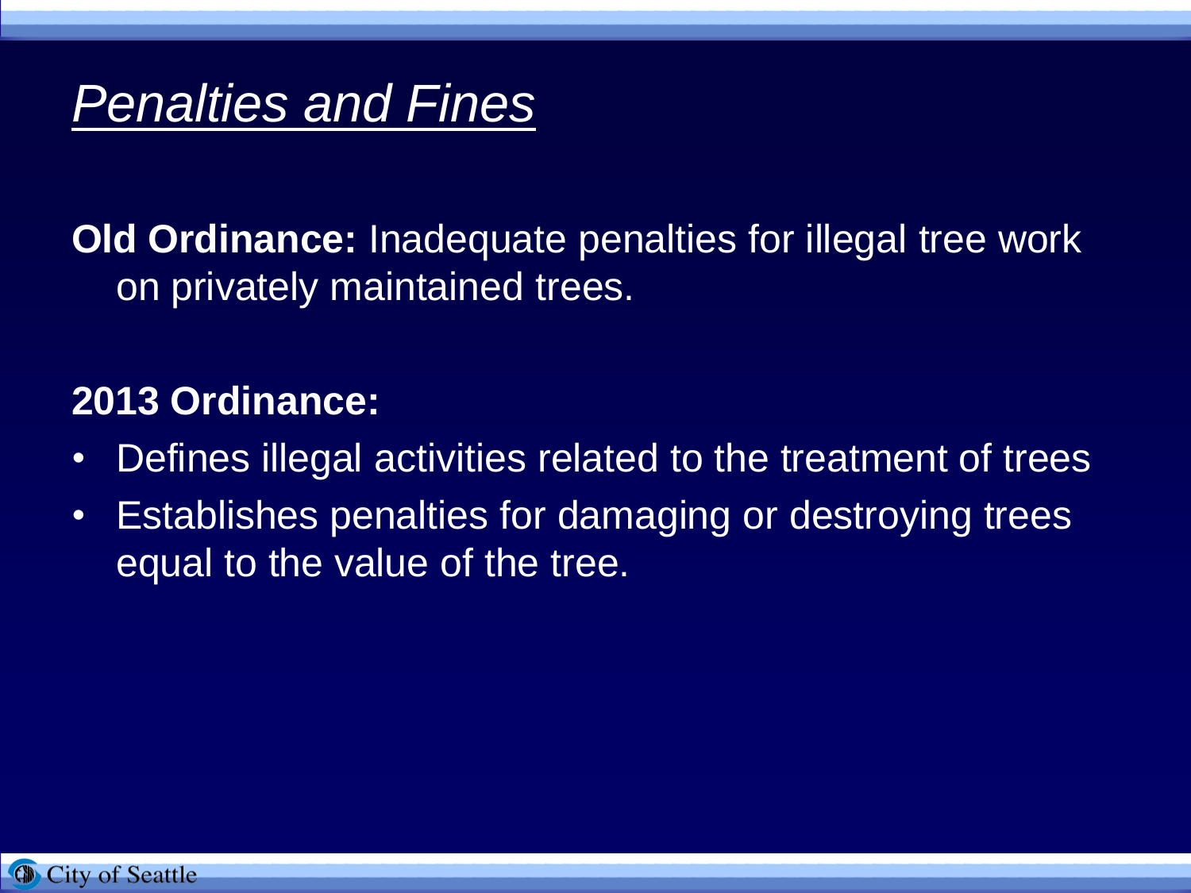# *Penalties and Fines*

**Old Ordinance:** Inadequate penalties for illegal tree work on privately maintained trees.

**2013 Ordinance:**

- Defines illegal activities related to the treatment of trees
- Establishes penalties for damaging or destroying trees equal to the value of the tree.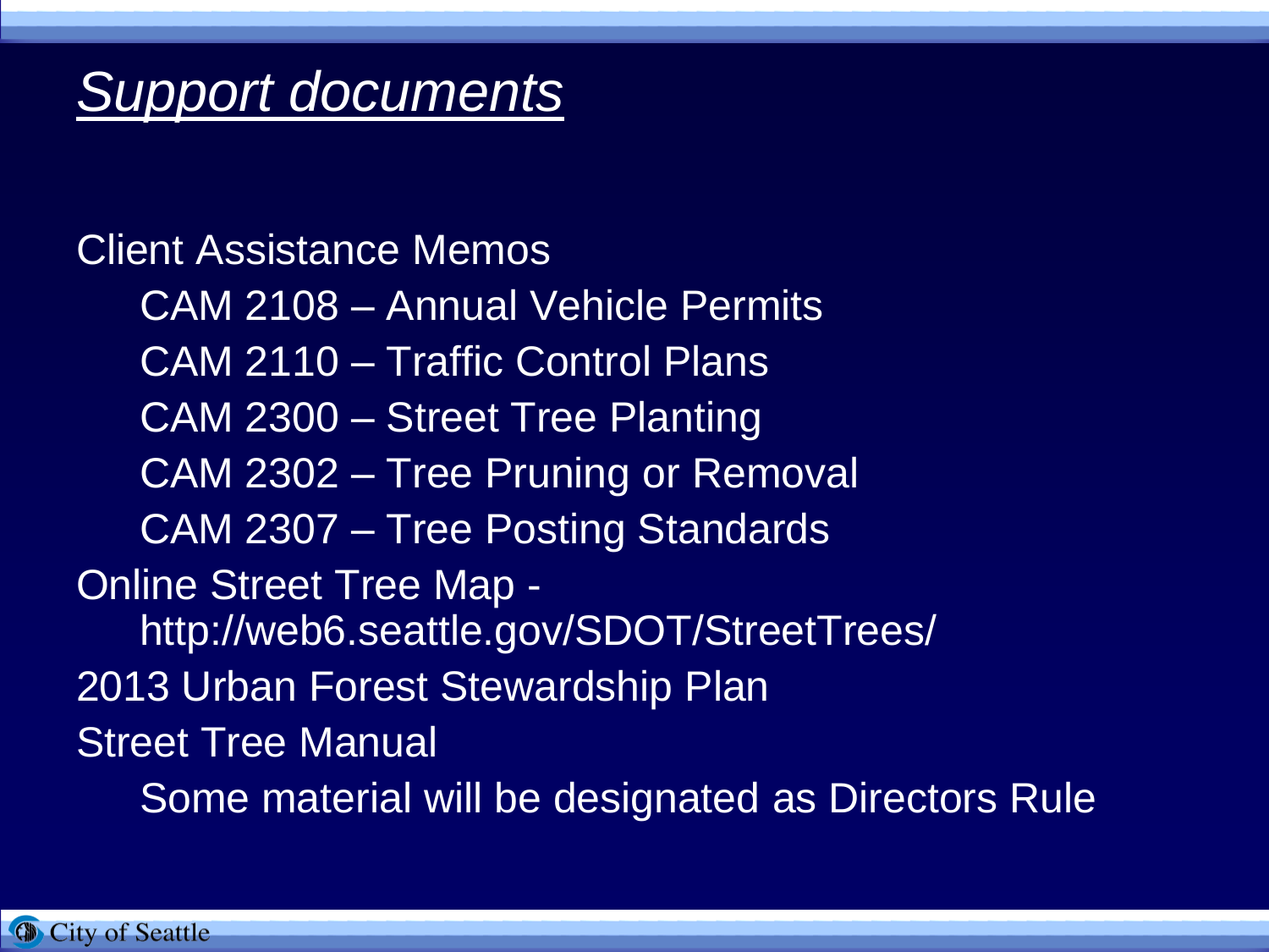# *Support documents*

Client Assistance Memos

- CAM 2108 – Annual Vehicle Permits
- CAM 2110 – Traffic Control Plans
- CAM 2300 – Street Tree Planting
- CAM 2302 – Tree Pruning or Removal
- CAM 2307 – Tree Posting Standards

Online Street Tree Map - http://web6.seattle.gov/SDOT/StreetTrees/

2013 Urban Forest Stewardship Plan

Street Tree Manual

- Some material will be designated as Directors Rule